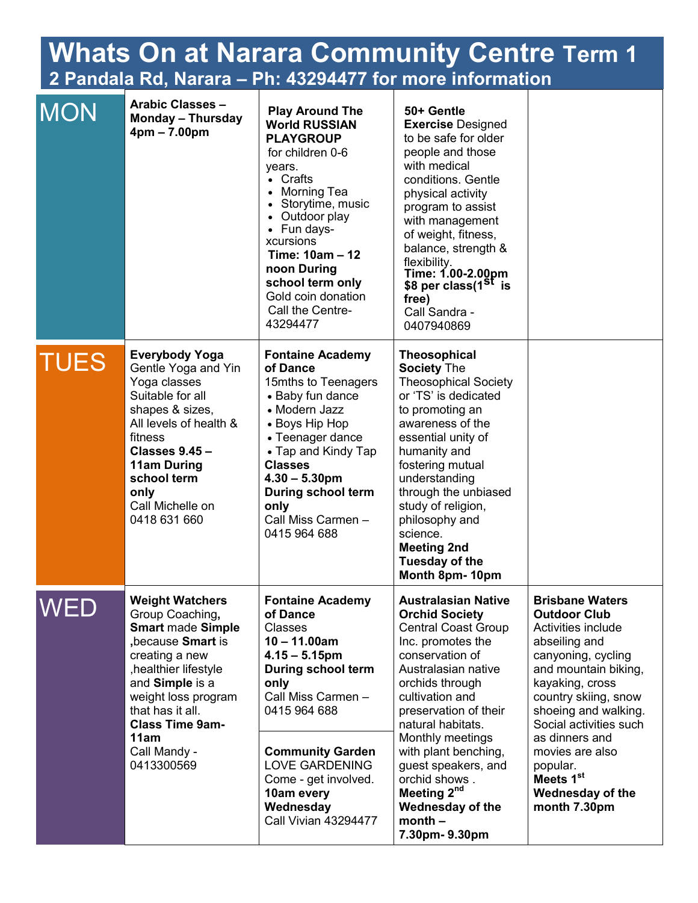# Whats On at Narara Community Centre Term 1

## 2 Pandala Rd, Narara – Ph: 43294477 for more information

| Day | | | | |
|---|---|---|---|---|
| MON | **Arabic Classes – Monday – Thursday 4pm – 7.00pm** | **Play Around The World RUSSIAN PLAYGROUP** for children 0-6 years.<br>• Crafts<br>• Morning Tea<br>• Storytime, music<br>• Outdoor play<br>• Fun days-xcursions<br>**Time: 10am – 12 noon During school term only**<br>Gold coin donation<br>Call the Centre-43294477 | **50+ Gentle Exercise** Designed to be safe for older people and those with medical conditions. Gentle physical activity program to assist with management of weight, fitness, balance, strength & flexibility.<br>**Time: 1.00-2.00pm $8 per class(1st is free)**<br>Call Sandra - 0407940869 | |
| TUES | **Everybody Yoga** Gentle Yoga and Yin Yoga classes Suitable for all shapes & sizes, All levels of health & fitness<br>**Classes 9.45 – 11am During school term only**<br>Call Michelle on 0418 631 660 | **Fontaine Academy of Dance** 15mths to Teenagers<br>• Baby fun dance<br>• Modern Jazz<br>• Boys Hip Hop<br>• Teenager dance<br>• Tap and Kindy Tap<br>**Classes 4.30 – 5.30pm During school term only**<br>Call Miss Carmen – 0415 964 688 | **Theosophical Society** The Theosophical Society or 'TS' is dedicated to promoting an awareness of the essential unity of humanity and fostering mutual understanding through the unbiased study of religion, philosophy and science.<br>**Meeting 2nd Tuesday of the Month 8pm- 10pm** | |
| WED | **Weight Watchers** Group Coaching**, Smart** made **Simple ,**because **Smart** is creating a new ,healthier lifestyle and **Simple** is a weight loss program that has it all.<br>**Class Time 9am-11am**<br>Call Mandy - 0413300569 | **Fontaine Academy of Dance** Classes<br>**10 – 11.00am**<br>**4.15 – 5.15pm**<br>**During school term only**<br>Call Miss Carmen – 0415 964 688<br><br>**Community Garden** LOVE GARDENING Come - get involved.<br>**10am every Wednesday**<br>Call Vivian 43294477 | **Australasian Native Orchid Society** Central Coast Group Inc. promotes the conservation of Australasian native orchids through cultivation and preservation of their natural habitats. Monthly meetings with plant benching, guest speakers, and orchid shows .<br>**Meeting 2nd Wednesday of the month – 7.30pm- 9.30pm** | **Brisbane Waters Outdoor Club** Activities include abseiling and canyoning, cycling and mountain biking, kayaking, cross country skiing, snow shoeing and walking. Social activities such as dinners and movies are also popular.<br>**Meets 1st Wednesday of the month 7.30pm** |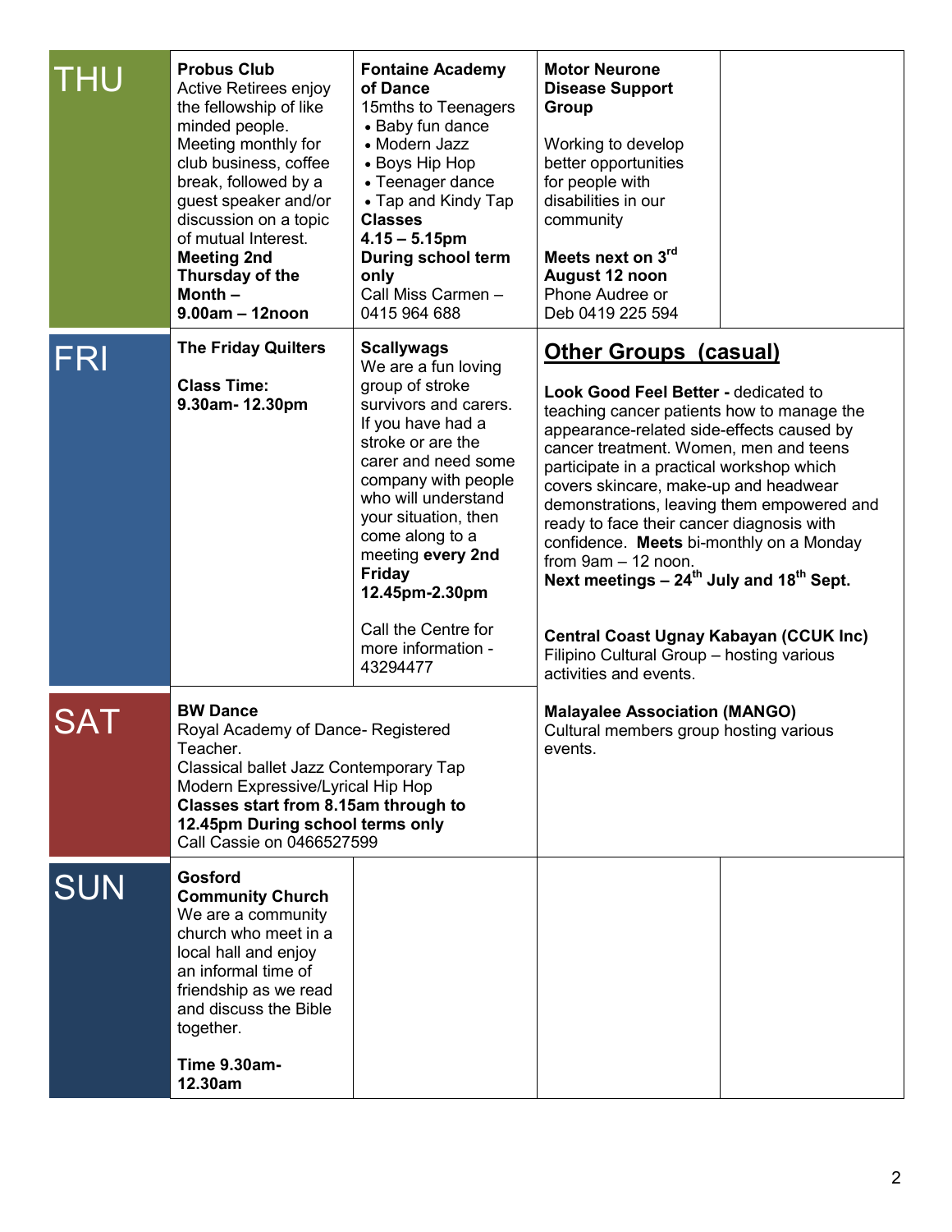| | | | | |
|---|---|---|---|---|
| THU | **Probus Club** Active Retirees enjoy the fellowship of like minded people. Meeting monthly for club business, coffee break, followed by a guest speaker and/or discussion on a topic of mutual Interest. **Meeting 2nd Thursday of the Month – 9.00am – 12noon** | **Fontaine Academy of Dance** 15mths to Teenagers • Baby fun dance • Modern Jazz • Boys Hip Hop • Teenager dance • Tap and Kindy Tap **Classes 4.15 – 5.15pm During school term only** Call Miss Carmen – 0415 964 688 | **Motor Neurone Disease Support Group** Working to develop better opportunities for people with disabilities in our community **Meets next on 3rd August 12 noon** Phone Audree or Deb 0419 225 594 | |
| FRI | **The Friday Quilters** **Class Time: 9.30am- 12.30pm** | **Scallywags** We are a fun loving group of stroke survivors and carers. If you have had a stroke or are the carer and need some company with people who will understand your situation, then come along to a meeting **every 2nd Friday 12.45pm-2.30pm** Call the Centre for more information - 43294477 | **Other Groups (casual)** **Look Good Feel Better -** dedicated to teaching cancer patients how to manage the appearance-related side-effects caused by cancer treatment. Women, men and teens participate in a practical workshop which covers skincare, make-up and headwear demonstrations, leaving them empowered and ready to face their cancer diagnosis with confidence. **Meets** bi-monthly on a Monday from 9am – 12 noon. **Next meetings – 24th July and 18th Sept.** **Central Coast Ugnay Kabayan (CCUK Inc)** Filipino Cultural Group – hosting various activities and events. | |
| SAT | **BW Dance** Royal Academy of Dance- Registered Teacher. Classical ballet Jazz Contemporary Tap Modern Expressive/Lyrical Hip Hop **Classes start from 8.15am through to 12.45pm During school terms only** Call Cassie on 0466527599 | | **Malayalee Association (MANGO)** Cultural members group hosting various events. | |
| SUN | **Gosford Community Church** We are a community church who meet in a local hall and enjoy an informal time of friendship as we read and discuss the Bible together. **Time 9.30am- 12.30am** | | | |